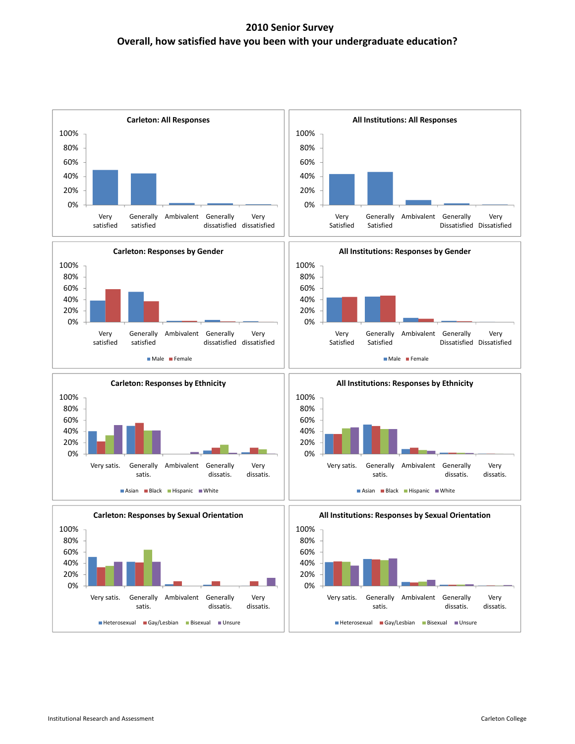# 2010 Senior Survey

## Overall, how satisfied have you been with your undergraduate education?

### Carleton: All Responses

100%
80%
60%
40%
20%
0%

Very satisfied | Generally satisfied | Ambivalent | Generally dissatisfied | Very dissatisfied

### All Institutions: All Responses

100%
80%
60%
40%
20%
0%

Very Satisfied | Generally Satisfied | Ambivalent | Generally Dissatisfied | Very Dissatisfied

### Carleton: Responses by Gender

100%
80%
60%
40%
20%
0%

Very satisfied | Generally satisfied | Ambivalent | Generally dissatisfied | Very dissatisfied

Male | Female

### All Institutions: Responses by Gender

100%
80%
60%
40%
20%
0%

Very Satisfied | Generally Satisfied | Ambivalent | Generally Dissatisfied | Very Dissatisfied

Male | Female

### Carleton: Responses by Ethnicity

100%
80%
60%
40%
20%
0%

Very satis. | Generally satis. | Ambivalent | Generally dissatis. | Very dissatis.

Asian | Black | Hispanic | White

### All Institutions: Responses by Ethnicity

100%
80%
60%
40%
20%
0%

Very satis. | Generally satis. | Ambivalent | Generally dissatis. | Very dissatis.

Asian | Black | Hispanic | White

### Carleton: Responses by Sexual Orientation

100%
80%
60%
40%
20%
0%

Very satis. | Generally satis. | Ambivalent | Generally dissatis. | Very dissatis.

Heterosexual | Gay/Lesbian | Bisexual | Unsure

### All Institutions: Responses by Sexual Orientation

100%
80%
60%
40%
20%
0%

Very satis. | Generally satis. | Ambivalent | Generally dissatis. | Very dissatis.

Heterosexual | Gay/Lesbian | Bisexual | Unsure

Institutional Research and Assessment

Carleton College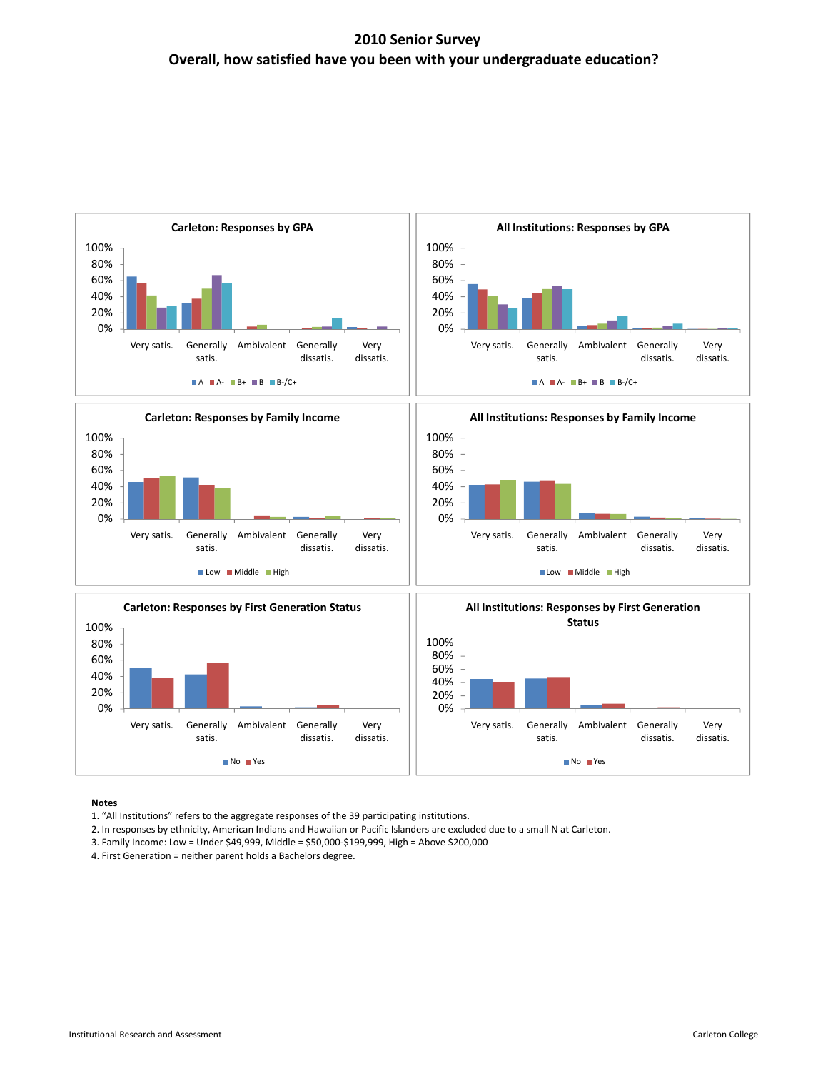# 2010 Senior Survey

## Overall, how satisfied have you been with your undergraduate education?

**Carleton: Responses by GPA**

100%
80%
60%
40%
20%
0%

Very satis. | Generally satis. | Ambivalent | Generally dissatis. | Very dissatis.

A | A- | B+ | B | B-/C+

**All Institutions: Responses by GPA**

100%
80%
60%
40%
20%
0%

Very satis. | Generally satis. | Ambivalent | Generally dissatis. | Very dissatis.

A | A- | B+ | B | B-/C+

**Carleton: Responses by Family Income**

100%
80%
60%
40%
20%
0%

Very satis. | Generally satis. | Ambivalent | Generally dissatis. | Very dissatis.

Low | Middle | High

**All Institutions: Responses by Family Income**

100%
80%
60%
40%
20%
0%

Very satis. | Generally satis. | Ambivalent | Generally dissatis. | Very dissatis.

Low | Middle | High

**Carleton: Responses by First Generation Status**

100%
80%
60%
40%
20%
0%

Very satis. | Generally satis. | Ambivalent | Generally dissatis. | Very dissatis.

No | Yes

**All Institutions: Responses by First Generation Status**

100%
80%
60%
40%
20%
0%

Very satis. | Generally satis. | Ambivalent | Generally dissatis. | Very dissatis.

No | Yes

**Notes**

1. "All Institutions" refers to the aggregate responses of the 39 participating institutions.
2. In responses by ethnicity, American Indians and Hawaiian or Pacific Islanders are excluded due to a small N at Carleton.
3. Family Income: Low = Under $49,999, Middle = $50,000-$199,999, High = Above $200,000
4. First Generation = neither parent holds a Bachelors degree.